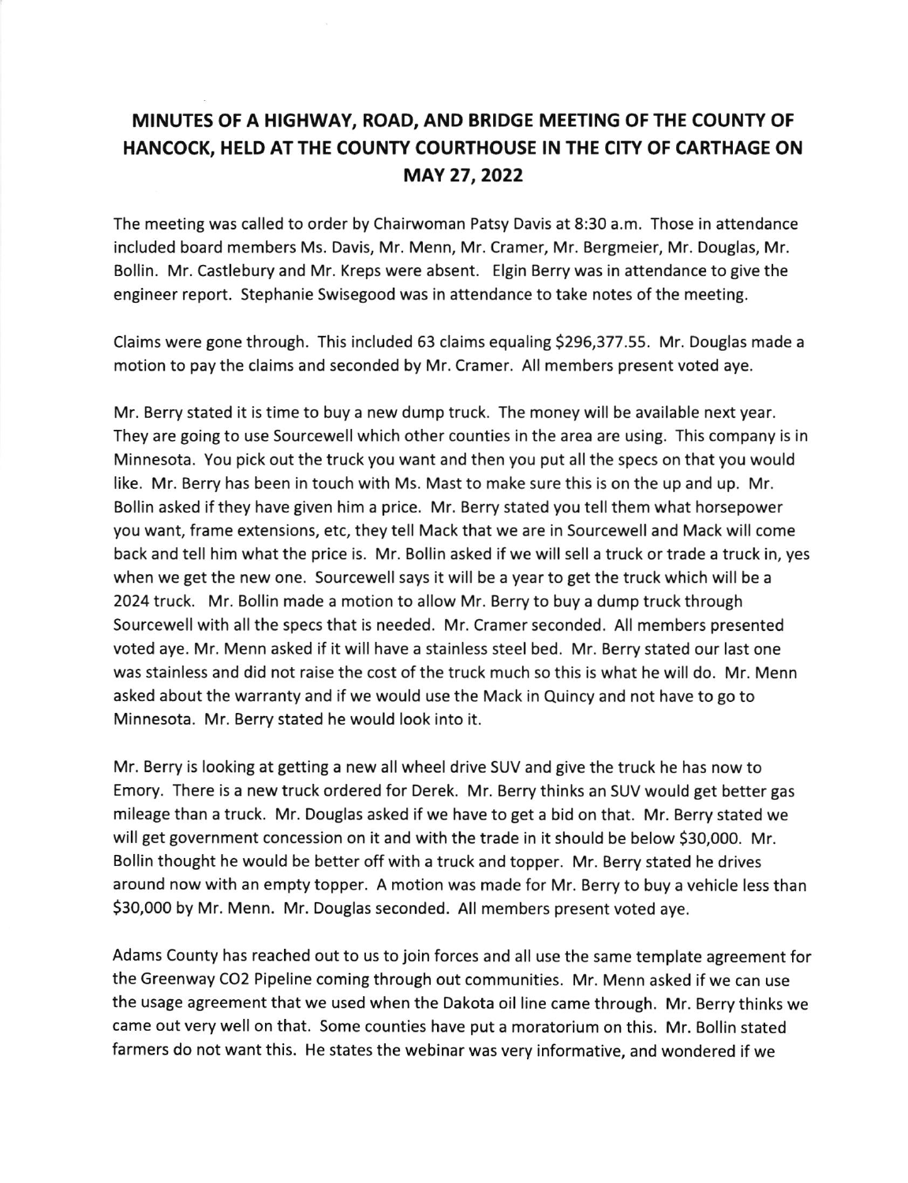# MINUTES OF A HIGHWAY, ROAD, AND BRIDGE MEETING OF THE COUNTY OF HANCOCK, HELD AT THE COUNTY COURTHOUSE IN THE CITY OF CARTHAGE ON MAY 27, 2022

The meeting was called to order by Chairwoman Patsy Davis at 8:30 a.m. Those in attendance included board members Ms. Davis, Mr. Menn, Mr. Cramer, Mr. Bergmeier, Mr. Douglas, Mr. Bollin. Mr. Castlebury and Mr. Kreps were absent. Elgin Berry was in attendance to give the engineer report. Stephanie Swisegood was in attendance to take notes of the meeting.

Claims were gone through. This included 63 claims equaling $296,377.55. Mr. Douglas made a motion to pay the claims and seconded by Mr. Cramer. All members present voted aye.

Mr. Berry stated it is time to buy a new dump truck. The money will be available next year. They are going to use Sourcewell which other counties in the area are using. This company is in Minnesota. You pick out the truck you want and then you put all the specs on that you would like. Mr. Berry has been in touch with Ms. Mast to make sure this is on the up and up. Mr. Bollin asked if they have given him a price. Mr. Berry stated you tell them what horsepower you want, frame extensions, etc, they tell Mack that we are in Sourcewell and Mack will come back and tell him what the price is. Mr. Bollin asked if we will sell a truck or trade a truck in, yes when we get the new one. Sourcewell says it will be a year to get the truck which will be a 2024 truck. Mr. Bollin made a motion to allow Mr. Berry to buy a dump truck through Sourcewell with all the specs that is needed. Mr. Cramer seconded. All members presented voted aye. Mr. Menn asked if it will have a stainless steel bed. Mr. Berry stated our last one was stainless and did not raise the cost of the truck much so this is what he will do. Mr. Menn asked about the warranty and if we would use the Mack in Quincy and not have to go to Minnesota. Mr. Berry stated he would look into it.

Mr. Berry is looking at getting a new all wheel drive SUV and give the truck he has now to Emory. There is a new truck ordered for Derek. Mr. Berry thinks an SUV would get better gas mileage than a truck. Mr. Douglas asked if we have to get a bid on that. Mr. Berry stated we will get government concession on it and with the trade in it should be below $30,000. Mr. Bollin thought he would be better off with a truck and topper. Mr. Berry stated he drives around now with an empty topper. A motion was made for Mr. Berry to buy a vehicle less than $30,000 by Mr. Menn. Mr. Douglas seconded. All members present voted aye.

Adams County has reached out to us to join forces and all use the same template agreement for the Greenway CO2 Pipeline coming through out communities. Mr. Menn asked if we can use the usage agreement that we used when the Dakota oil line came through. Mr. Berry thinks we came out very well on that. Some counties have put a moratorium on this. Mr. Bollin stated farmers do not want this. He states the webinar was very informative, and wondered if we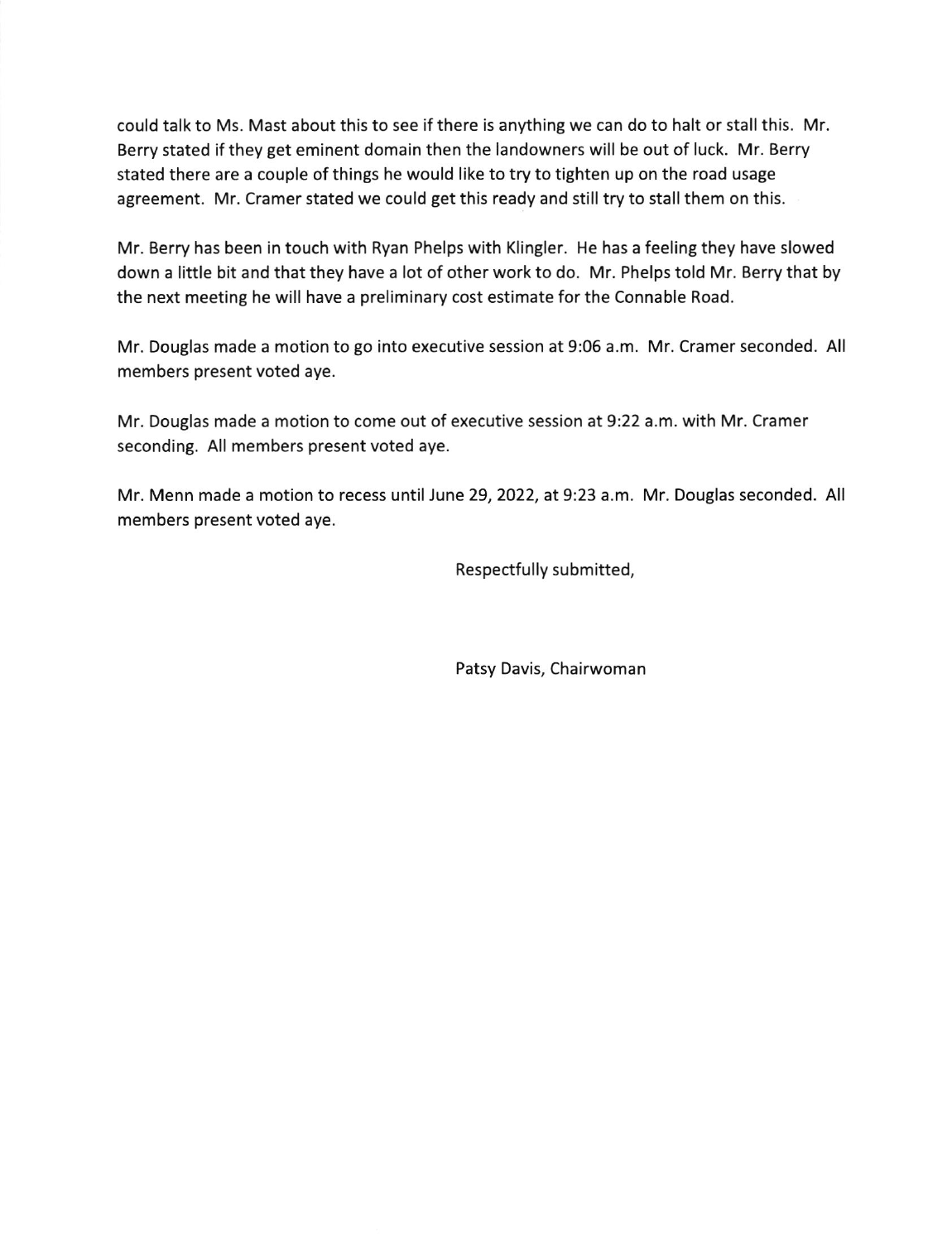could talk to Ms. Mast about this to see if there is anything we can do to halt or stall this. Mr. Berry stated if they get eminent domain then the landowners will be out of luck. Mr. Berry stated there are a couple of things he would like to try to tighten up on the road usage agreement. Mr. Cramer stated we could get this ready and still try to stall them on this.

Mr. Berry has been in touch with Ryan Phelps with Klingler. He has a feeling they have slowed down a little bit and that they have a lot of other work to do. Mr. Phelps told Mr. Berry that by the next meeting he will have a preliminary cost estimate for the Connable Road.

Mr. Douglas made a motion to go into executive session at 9:06 a.m. Mr. Cramer seconded. All members present voted aye.

Mr. Douglas made a motion to come out of executive session at 9:22 a.m. with Mr. Cramer seconding. All members present voted aye.

Mr. Menn made a motion to recess until June 29, 2022, at 9:23 a.m. Mr. Douglas seconded. All members present voted aye.

Respectfully submitted,

Patsy Davis, Chairwoman